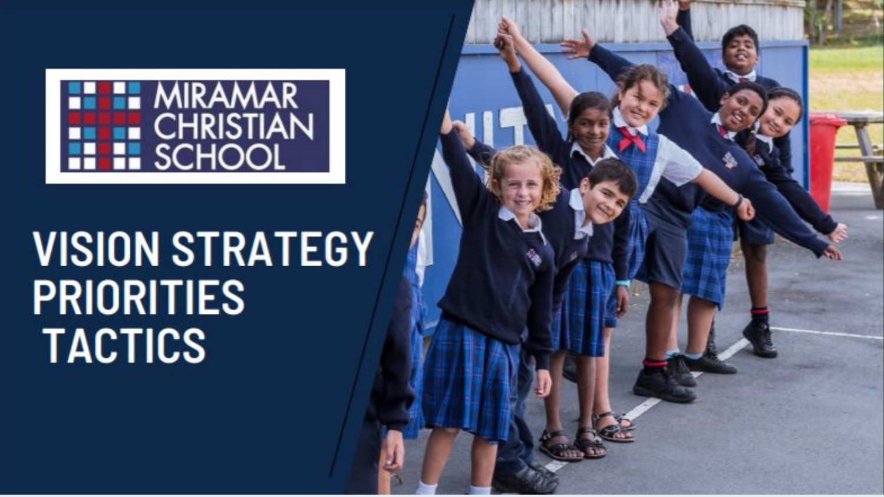MIRAMAR CHRISTIAN SCHOOL

# VISION STRATEGY PRIORITIES TACTICS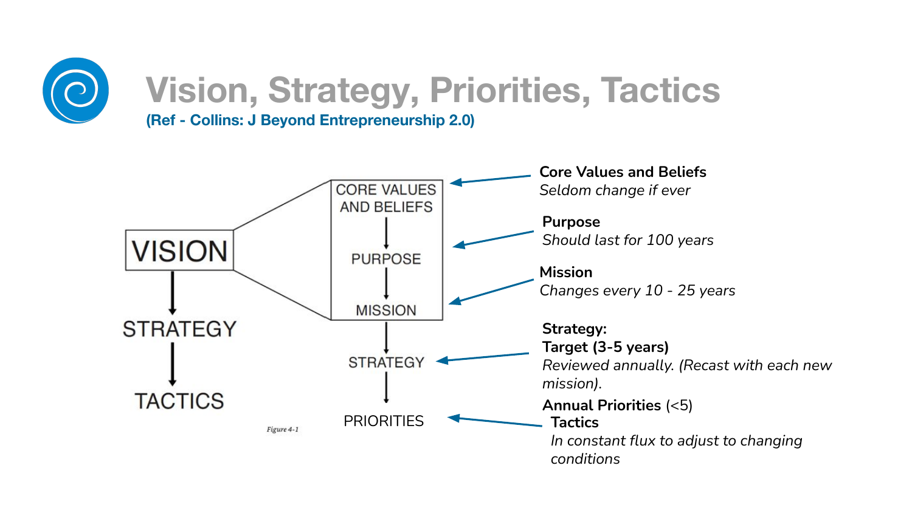# Vision, Strategy, Priorities, Tactics

**(Ref - Collins: J Beyond Entrepreneurship 2.0)**

VISION → STRATEGY → TACTICS

CORE VALUES AND BELIEFS → PURPOSE → MISSION → STRATEGY → PRIORITIES

*Figure 4-1*

**Core Values and Beliefs**
*Seldom change if ever*

**Purpose**
*Should last for 100 years*

**Mission**
*Changes every 10 - 25 years*

**Strategy:**
**Target (3-5 years)**
*Reviewed annually. (Recast with each new mission).*

**Annual Priorities** (<5)
**Tactics**
*In constant flux to adjust to changing conditions*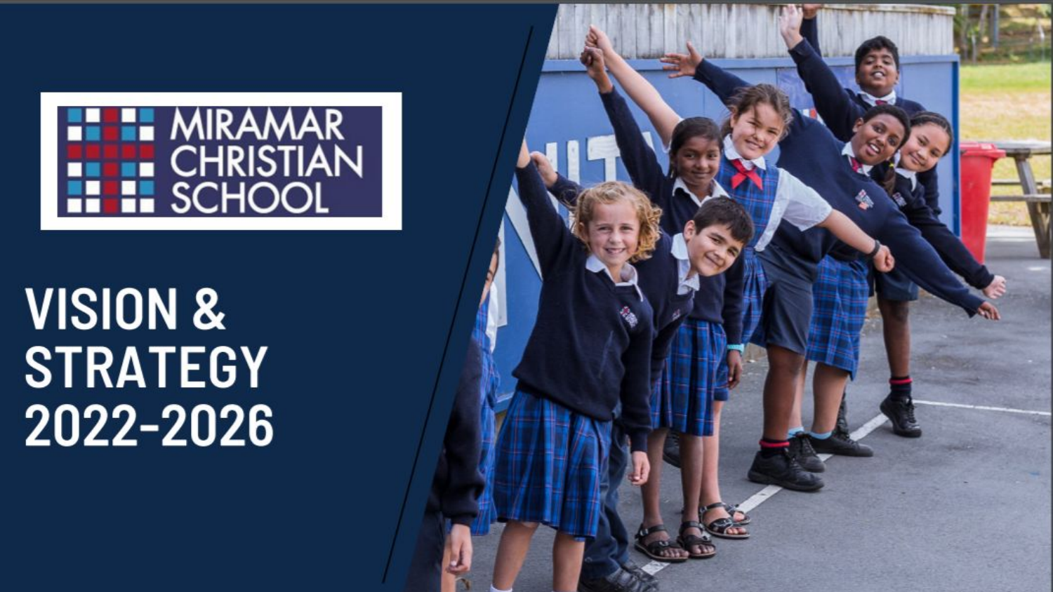MIRAMAR CHRISTIAN SCHOOL

# VISION & STRATEGY 2022-2026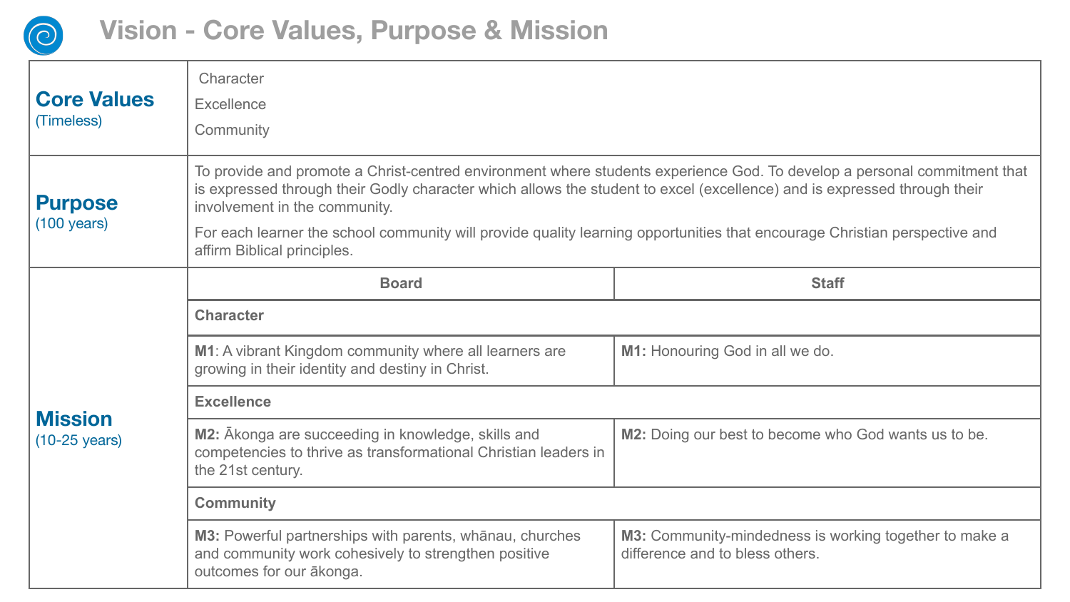# Vision - Core Values, Purpose & Mission

| | | |
|---|---|---|
| **Core Values** (Timeless) | Character<br>Excellence<br>Community | |
| **Purpose** (100 years) | To provide and promote a Christ-centred environment where students experience God. To develop a personal commitment that is expressed through their Godly character which allows the student to excel (excellence) and is expressed through their involvement in the community.<br><br>For each learner the school community will provide quality learning opportunities that encourage Christian perspective and affirm Biblical principles. | |
| **Mission** (10-25 years) | **Board** | **Staff** |
| | **Character** | |
| | **M1**: A vibrant Kingdom community where all learners are growing in their identity and destiny in Christ. | **M1:** Honouring God in all we do. |
| | **Excellence** | |
| | **M2:** Ākonga are succeeding in knowledge, skills and competencies to thrive as transformational Christian leaders in the 21st century. | **M2:** Doing our best to become who God wants us to be. |
| | **Community** | |
| | **M3:** Powerful partnerships with parents, whānau, churches and community work cohesively to strengthen positive outcomes for our ākonga. | **M3:** Community-mindedness is working together to make a difference and to bless others. |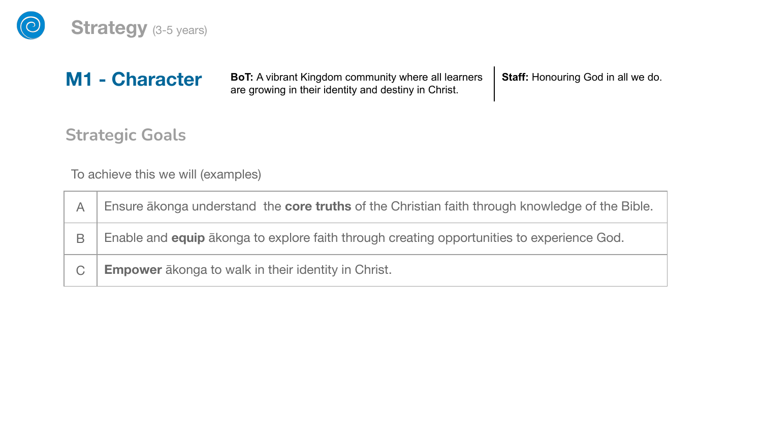# Strategy (3-5 years)

## M1 - Character

**BoT:** A vibrant Kingdom community where all learners are growing in their identity and destiny in Christ.

**Staff:** Honouring God in all we do.

### Strategic Goals

To achieve this we will (examples)

| | |
|---|---|
| A | Ensure ākonga understand the **core truths** of the Christian faith through knowledge of the Bible. |
| B | Enable and **equip** ākonga to explore faith through creating opportunities to experience God. |
| C | **Empower** ākonga to walk in their identity in Christ. |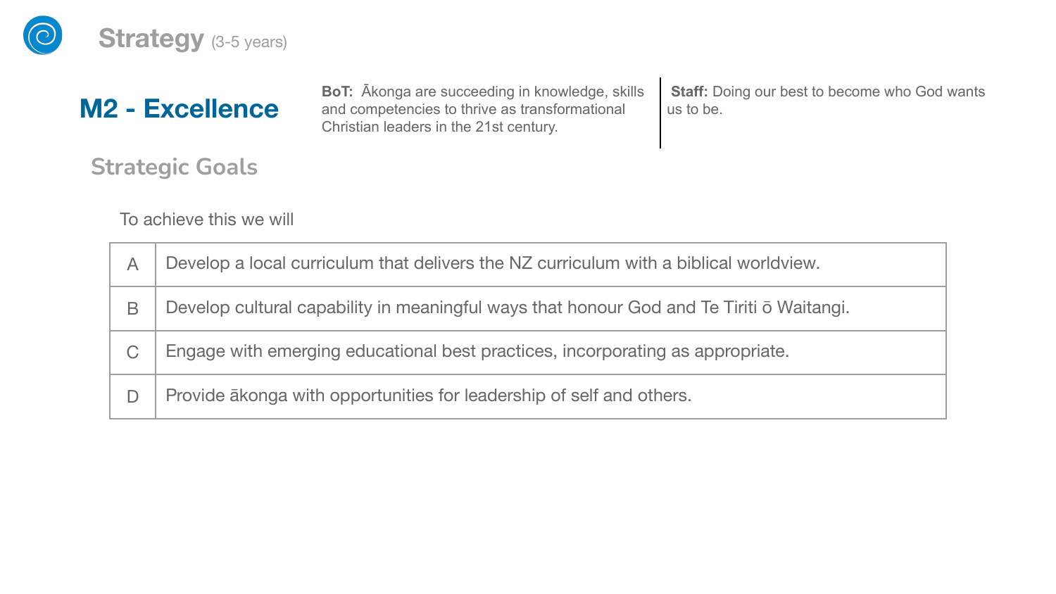# Strategy (3-5 years)

## M2 - Excellence

**BoT:** Ākonga are succeeding in knowledge, skills and competencies to thrive as transformational Christian leaders in the 21st century.

**Staff:** Doing our best to become who God wants us to be.

### Strategic Goals

To achieve this we will

| | |
|---|---|
| A | Develop a local curriculum that delivers the NZ curriculum with a biblical worldview. |
| B | Develop cultural capability in meaningful ways that honour God and Te Tiriti ō Waitangi. |
| C | Engage with emerging educational best practices, incorporating as appropriate. |
| D | Provide ākonga with opportunities for leadership of self and others. |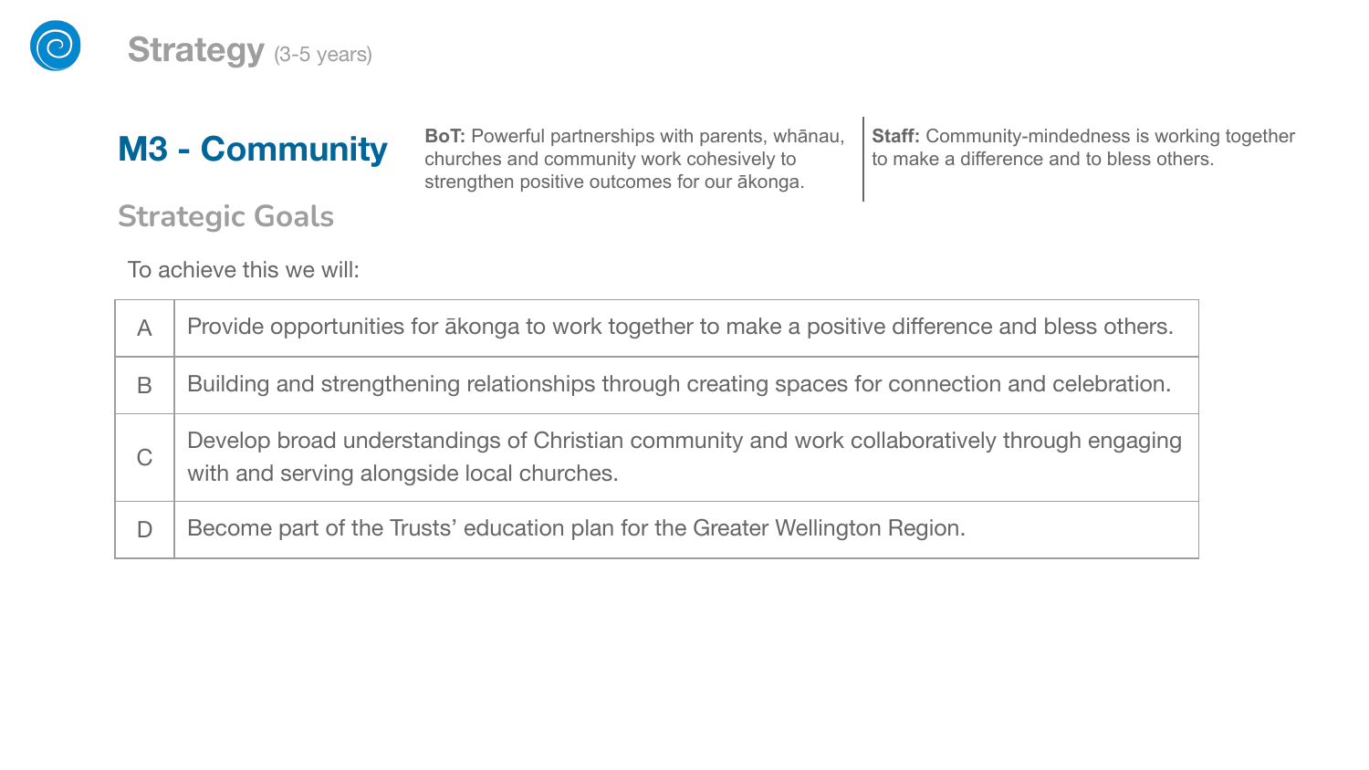# Strategy (3-5 years)

## M3 - Community

**BoT:** Powerful partnerships with parents, whānau, churches and community work cohesively to strengthen positive outcomes for our ākonga.

**Staff:** Community-mindedness is working together to make a difference and to bless others.

### Strategic Goals

To achieve this we will:

| | |
|---|---|
| A | Provide opportunities for ākonga to work together to make a positive difference and bless others. |
| B | Building and strengthening relationships through creating spaces for connection and celebration. |
| C | Develop broad understandings of Christian community and work collaboratively through engaging with and serving alongside local churches. |
| D | Become part of the Trusts' education plan for the Greater Wellington Region. |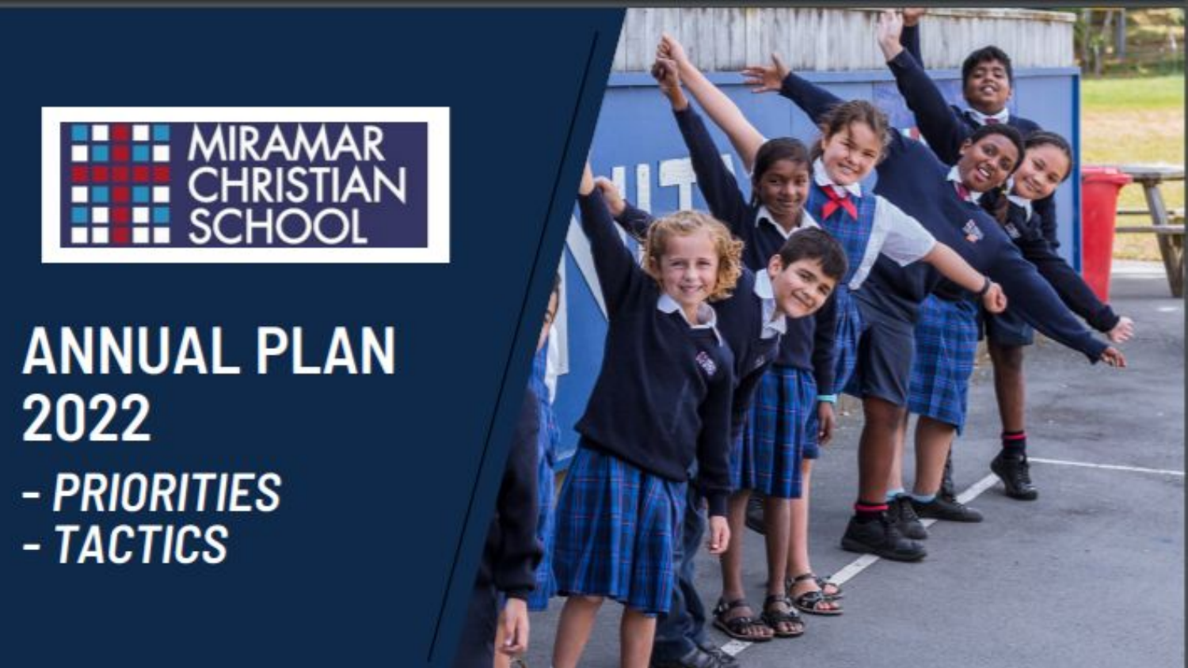MIRAMAR CHRISTIAN SCHOOL

# ANNUAL PLAN 2022

*- PRIORITIES*
*- TACTICS*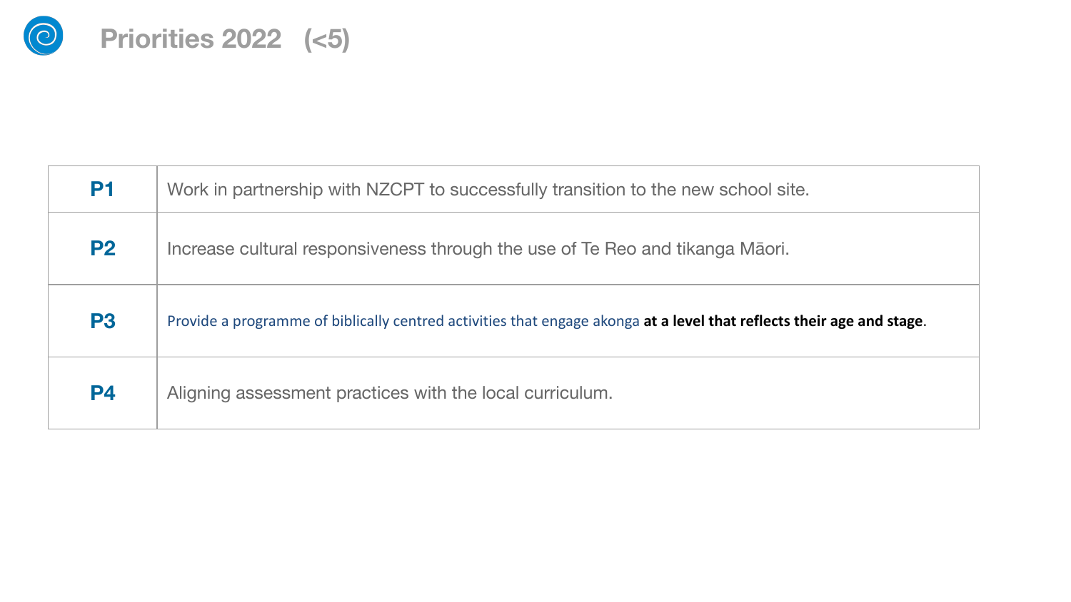# Priorities 2022 (<5)

| | |
|---|---|
| **P1** | Work in partnership with NZCPT to successfully transition to the new school site. |
| **P2** | Increase cultural responsiveness through the use of Te Reo and tikanga Māori. |
| **P3** | Provide a programme of biblically centred activities that engage akonga **at a level that reflects their age and stage**. |
| **P4** | Aligning assessment practices with the local curriculum. |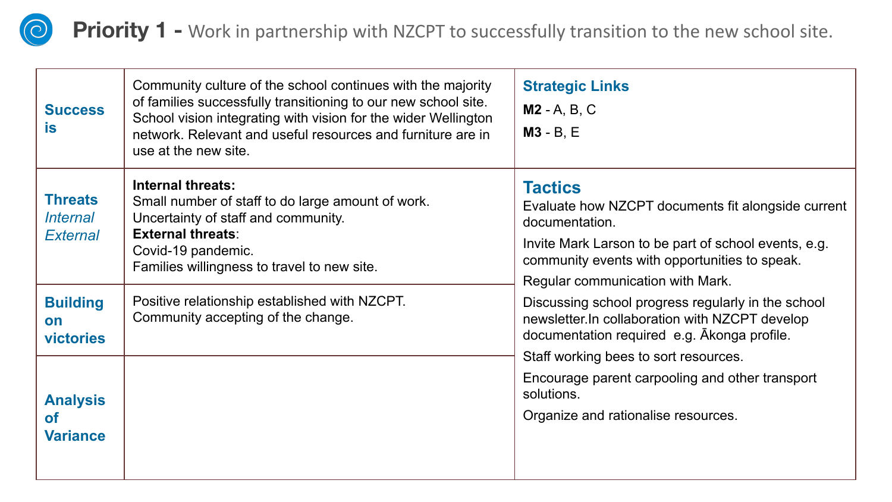# **Priority 1 -** Work in partnership with NZCPT to successfully transition to the new school site.

| | | |
|---|---|---|
| **Success is** | Community culture of the school continues with the majority of families successfully transitioning to our new school site. School vision integrating with vision for the wider Wellington network. Relevant and useful resources and furniture are in use at the new site. | **Strategic Links**<br>**M2** - A, B, C<br>**M3** - B, E |
| **Threats**<br>*Internal*<br>*External* | **Internal threats:**<br>Small number of staff to do large amount of work.<br>Uncertainty of staff and community.<br>**External threats**:<br>Covid-19 pandemic.<br>Families willingness to travel to new site. | **Tactics**<br>Evaluate how NZCPT documents fit alongside current documentation.<br>Invite Mark Larson to be part of school events, e.g. community events with opportunities to speak.<br>Regular communication with Mark.<br>Discussing school progress regularly in the school newsletter.In collaboration with NZCPT develop documentation required  e.g. Ākonga profile.<br>Staff working bees to sort resources.<br>Encourage parent carpooling and other transport solutions.<br>Organize and rationalise resources. |
| **Building on victories** | Positive relationship established with NZCPT.<br>Community accepting of the change. | |
| **Analysis of Variance** | | |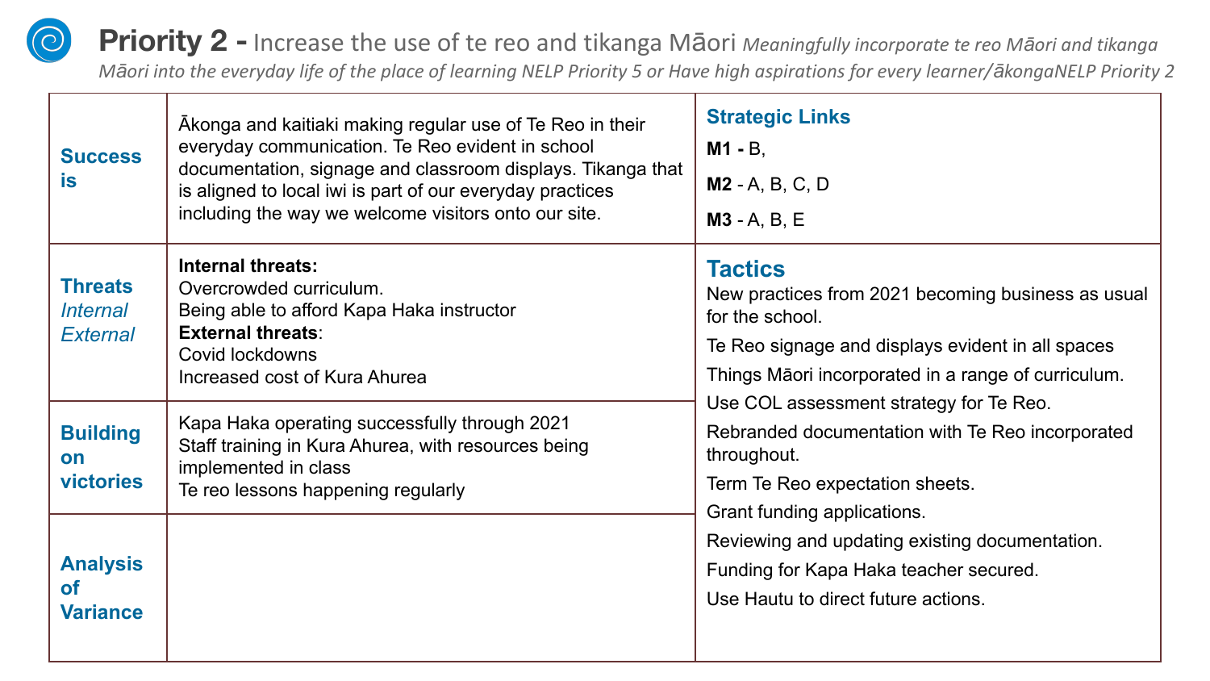# Priority 2 - Increase the use of te reo and tikanga Māori *Meaningfully incorporate te reo Māori and tikanga Māori into the everyday life of the place of learning NELP Priority 5 or Have high aspirations for every learner/ākongaNELP Priority 2*

| | | |
|---|---|---|
| **Success is** | Ākonga and kaitiaki making regular use of Te Reo in their everyday communication. Te Reo evident in school documentation, signage and classroom displays. Tikanga that is aligned to local iwi is part of our everyday practices including the way we welcome visitors onto our site. | **Strategic Links**<br>**M1 -** B,<br>**M2** - A, B, C, D<br>**M3** - A, B, E |
| **Threats** *Internal External* | **Internal threats:**<br>Overcrowded curriculum.<br>Being able to afford Kapa Haka instructor<br>**External threats**:<br>Covid lockdowns<br>Increased cost of Kura Ahurea | **Tactics**<br>New practices from 2021 becoming business as usual for the school.<br>Te Reo signage and displays evident in all spaces<br>Things Māori incorporated in a range of curriculum.<br>Use COL assessment strategy for Te Reo.<br>Rebranded documentation with Te Reo incorporated throughout.<br>Term Te Reo expectation sheets.<br>Grant funding applications.<br>Reviewing and updating existing documentation.<br>Funding for Kapa Haka teacher secured.<br>Use Hautu to direct future actions. |
| **Building on victories** | Kapa Haka operating successfully through 2021<br>Staff training in Kura Ahurea, with resources being implemented in class<br>Te reo lessons happening regularly | |
| **Analysis of Variance** | | |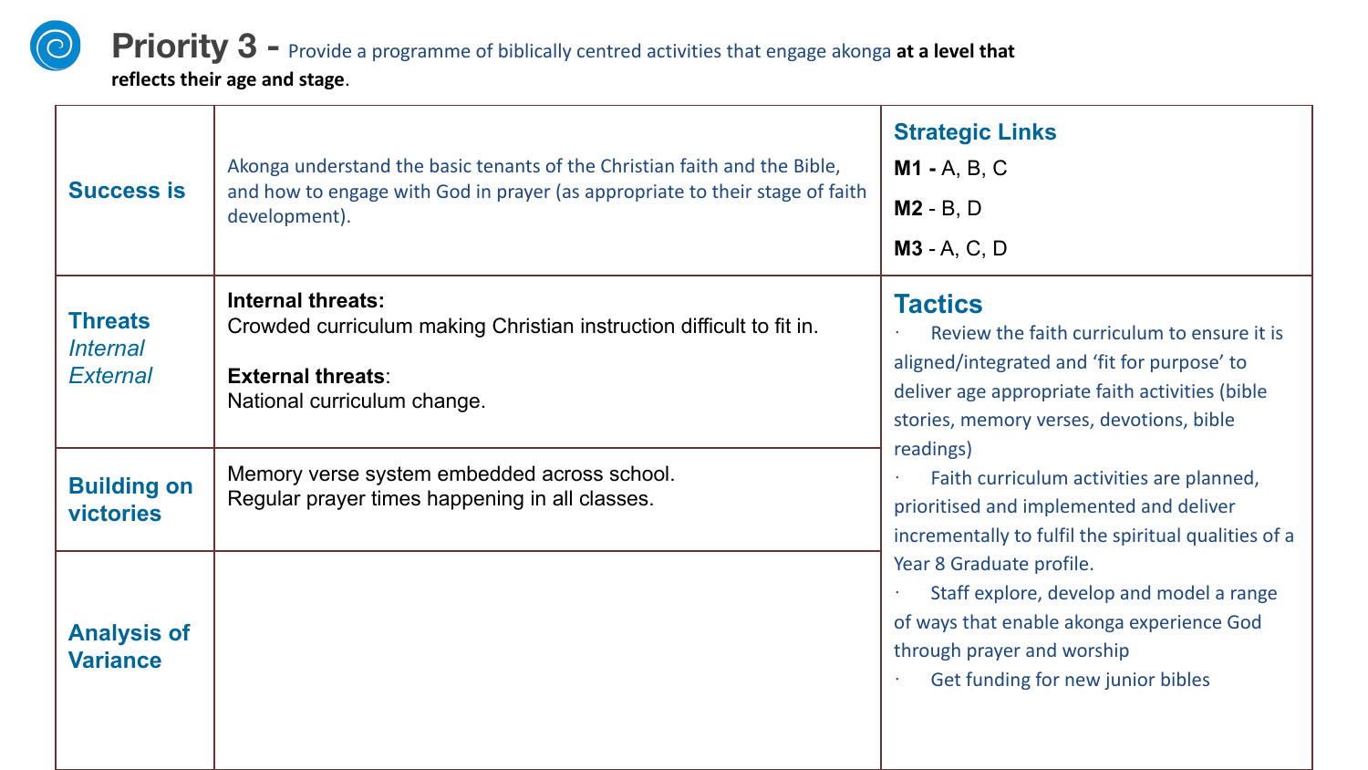# Priority 3 - Provide a programme of biblically centred activities that engage akonga **at a level that reflects their age and stage**.

| | | |
|---|---|---|
| **Success is** | Akonga understand the basic tenants of the Christian faith and the Bible, and how to engage with God in prayer (as appropriate to their stage of faith development). | **Strategic Links**<br>**M1 -** A, B, C<br>**M2** - B, D<br>**M3** - A, C, D |
| **Threats**<br>*Internal*<br>*External* | **Internal threats:**<br>Crowded curriculum making Christian instruction difficult to fit in.<br><br>**External threats**:<br>National curriculum change. | **Tactics**<br>· Review the faith curriculum to ensure it is aligned/integrated and 'fit for purpose' to deliver age appropriate faith activities (bible stories, memory verses, devotions, bible readings)<br>· Faith curriculum activities are planned, prioritised and implemented and deliver incrementally to fulfil the spiritual qualities of a Year 8 Graduate profile.<br>· Staff explore, develop and model a range of ways that enable akonga experience God through prayer and worship<br>· Get funding for new junior bibles |
| **Building on victories** | Memory verse system embedded across school.<br>Regular prayer times happening in all classes. | |
| **Analysis of Variance** | | |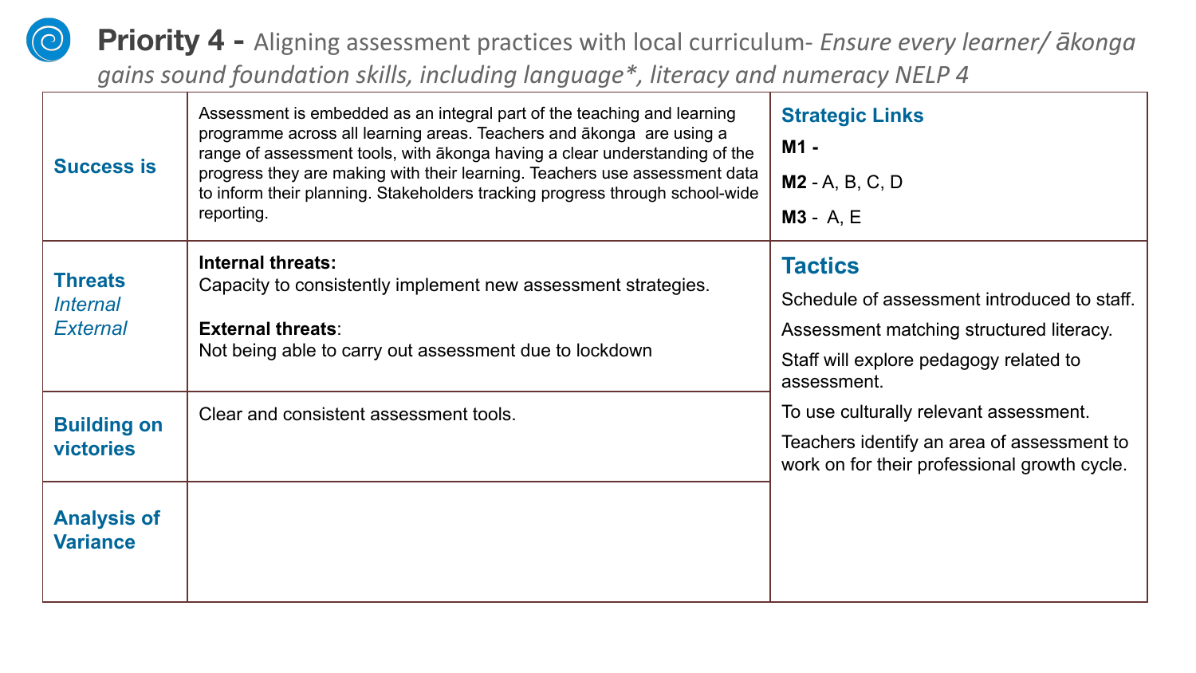# Priority 4 - Aligning assessment practices with local curriculum- *Ensure every learner/ ākonga gains sound foundation skills, including language*, literacy and numeracy NELP 4*

| | | |
|---|---|---|
| **Success is** | Assessment is embedded as an integral part of the teaching and learning programme across all learning areas. Teachers and ākonga are using a range of assessment tools, with ākonga having a clear understanding of the progress they are making with their learning. Teachers use assessment data to inform their planning. Stakeholders tracking progress through school-wide reporting. | **Strategic Links**<br>**M1** -<br>**M2** - A, B, C, D<br>**M3** - A, E |
| **Threats**<br>*Internal*<br>*External* | **Internal threats:**<br>Capacity to consistently implement new assessment strategies.<br><br>**External threats**:<br>Not being able to carry out assessment due to lockdown | **Tactics**<br>Schedule of assessment introduced to staff.<br>Assessment matching structured literacy.<br>Staff will explore pedagogy related to assessment.<br>To use culturally relevant assessment.<br>Teachers identify an area of assessment to work on for their professional growth cycle. |
| **Building on victories** | Clear and consistent assessment tools. | |
| **Analysis of Variance** | | |